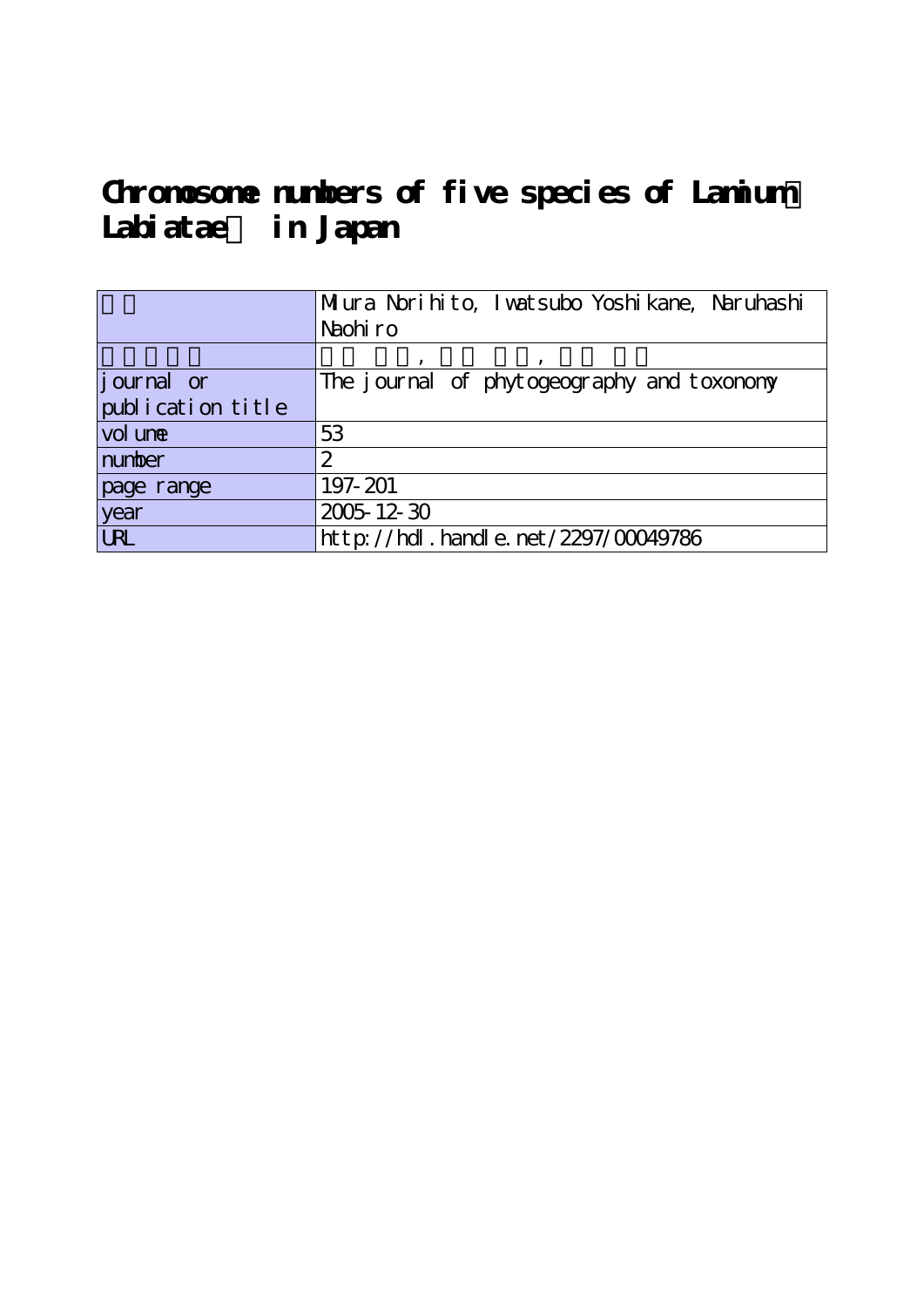# Chromosome numbers of five species of Lamium（Labiatae） in Japan

| | |
|---|---|
| | Miura Norihito, Iwatsubo Yoshikane, Naruhashi Naohiro |
| | , , |
| journal or publication title | The journal of phytogeography and toxonomy |
| volume | 53 |
| number | 2 |
| page range | 197-201 |
| year | 2005-12-30 |
| URL | http://hdl.handle.net/2297/00049786 |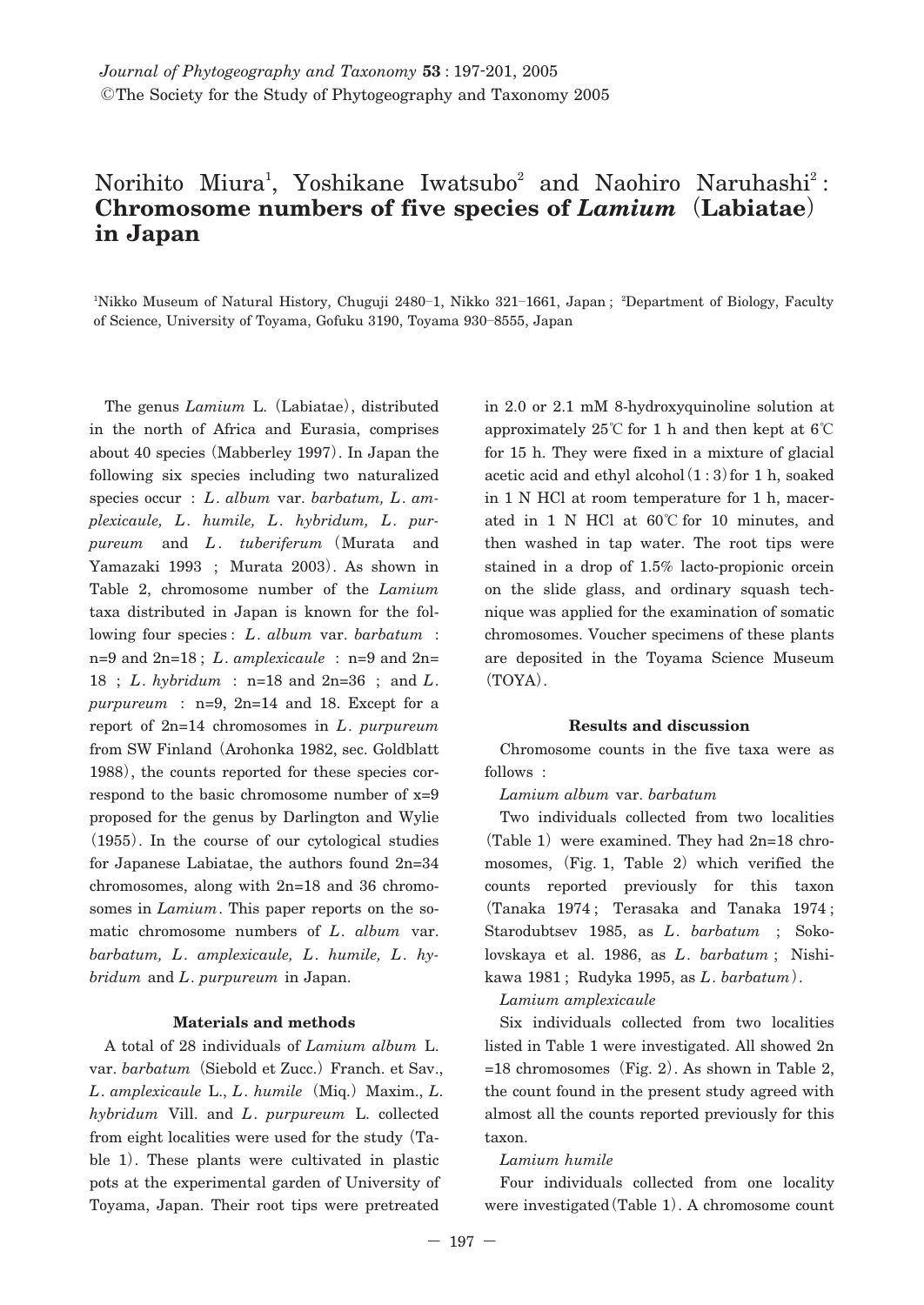*Journal of Phytogeography and Taxonomy* **53** : 197-201, 2005
©The Society for the Study of Phytogeography and Taxonomy 2005

# Norihito Miura[1], Yoshikane Iwatsubo[2] and Naohiro Naruhashi[2] : **Chromosome numbers of five species of *Lamium* (Labiatae) in Japan**

[1]Nikko Museum of Natural History, Chuguji 2480–1, Nikko 321–1661, Japan ; [2]Department of Biology, Faculty of Science, University of Toyama, Gofuku 3190, Toyama 930–8555, Japan

The genus *Lamium* L. (Labiatae), distributed in the north of Africa and Eurasia, comprises about 40 species (Mabberley 1997). In Japan the following six species including two naturalized species occur : *L. album* var. *barbatum, L. amplexicaule, L. humile, L. hybridum, L. purpureum* and *L. tuberiferum* (Murata and Yamazaki 1993 ; Murata 2003). As shown in Table 2, chromosome number of the *Lamium* taxa distributed in Japan is known for the following four species : *L. album* var. *barbatum* : n=9 and 2n=18 ; *L. amplexicaule* : n=9 and 2n=18 ; *L. hybridum* : n=18 and 2n=36 ; and *L. purpureum* : n=9, 2n=14 and 18. Except for a report of 2n=14 chromosomes in *L. purpureum* from SW Finland (Arohonka 1982, sec. Goldblatt 1988), the counts reported for these species correspond to the basic chromosome number of x=9 proposed for the genus by Darlington and Wylie (1955). In the course of our cytological studies for Japanese Labiatae, the authors found 2n=34 chromosomes, along with 2n=18 and 36 chromosomes in *Lamium*. This paper reports on the somatic chromosome numbers of *L. album* var. *barbatum, L. amplexicaule, L. humile, L. hybridum* and *L. purpureum* in Japan.

## Materials and methods

A total of 28 individuals of *Lamium album* L. var. *barbatum* (Siebold et Zucc.) Franch. et Sav., *L. amplexicaule* L., *L. humile* (Miq.) Maxim., *L. hybridum* Vill. and *L. purpureum* L. collected from eight localities were used for the study (Table 1). These plants were cultivated in plastic pots at the experimental garden of University of Toyama, Japan. Their root tips were pretreated in 2.0 or 2.1 mM 8-hydroxyquinoline solution at approximately 25℃ for 1 h and then kept at 6℃ for 15 h. They were fixed in a mixture of glacial acetic acid and ethyl alcohol (1 : 3) for 1 h, soaked in 1 N HCl at room temperature for 1 h, macerated in 1 N HCl at 60℃ for 10 minutes, and then washed in tap water. The root tips were stained in a drop of 1.5% lacto-propionic orcein on the slide glass, and ordinary squash technique was applied for the examination of somatic chromosomes. Voucher specimens of these plants are deposited in the Toyama Science Museum (TOYA).

## Results and discussion

Chromosome counts in the five taxa were as follows :

*Lamium album* var. *barbatum*

Two individuals collected from two localities (Table 1) were examined. They had 2n=18 chromosomes, (Fig. 1, Table 2) which verified the counts reported previously for this taxon (Tanaka 1974 ; Terasaka and Tanaka 1974 ; Starodubtsev 1985, as *L. barbatum* ; Sokolovskaya et al. 1986, as *L. barbatum* ; Nishikawa 1981 ; Rudyka 1995, as *L. barbatum*).

*Lamium amplexicaule*

Six individuals collected from two localities listed in Table 1 were investigated. All showed 2n =18 chromosomes (Fig. 2). As shown in Table 2, the count found in the present study agreed with almost all the counts reported previously for this taxon.

*Lamium humile*

Four individuals collected from one locality were investigated (Table 1). A chromosome count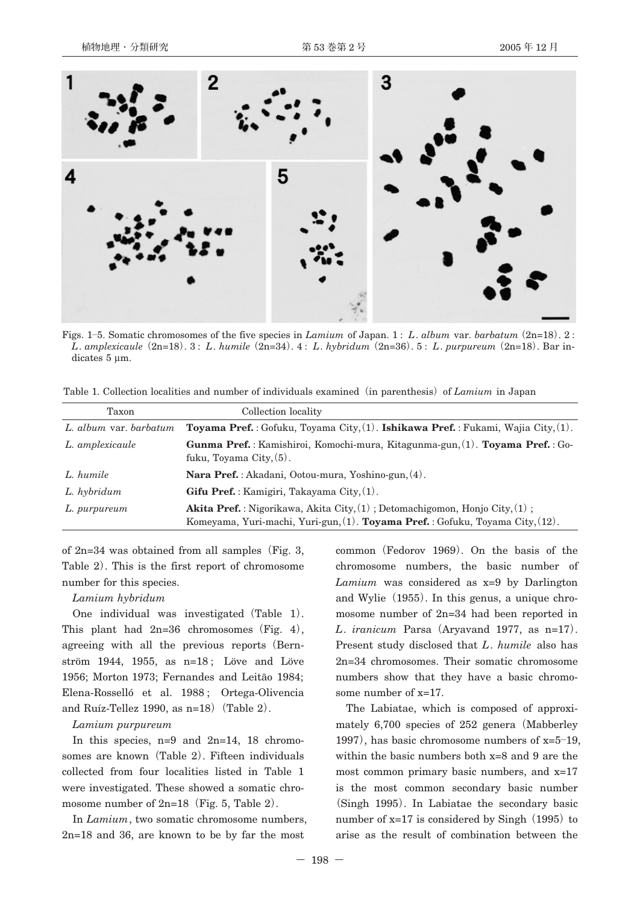Figs. 1–5. Somatic chromosomes of the five species in *Lamium* of Japan. 1 : *L. album* var. *barbatum* (2n=18). 2 : *L. amplexicaule* (2n=18). 3 : *L. humile* (2n=34). 4 : *L. hybridum* (2n=36). 5 : *L. purpureum* (2n=18). Bar indicates 5 μm.

Table 1. Collection localities and number of individuals examined (in parenthesis) of *Lamium* in Japan

| Taxon | Collection locality |
|---|---|
| *L. album* var. *barbatum* | **Toyama Pref.** : Gofuku, Toyama City, (1). **Ishikawa Pref.** : Fukami, Wajia City, (1). |
| *L. amplexicaule* | **Gunma Pref.** : Kamishiroi, Komochi-mura, Kitagunma-gun, (1). **Toyama Pref.** : Gofuku, Toyama City, (5). |
| *L. humile* | **Nara Pref.** : Akadani, Ootou-mura, Yoshino-gun, (4). |
| *L. hybridum* | **Gifu Pref.** : Kamigiri, Takayama City, (1). |
| *L. purpureum* | **Akita Pref.** : Nigorikawa, Akita City, (1) ; Detomachigomon, Honjo City, (1) ; Komeyama, Yuri-machi, Yuri-gun, (1). **Toyama Pref.** : Gofuku, Toyama City, (12). |

of 2n=34 was obtained from all samples (Fig. 3, Table 2). This is the first report of chromosome number for this species.

*Lamium hybridum*

One individual was investigated (Table 1). This plant had 2n=36 chromosomes (Fig. 4), agreeing with all the previous reports (Bernström 1944, 1955, as n=18 ; Löve and Löve 1956; Morton 1973; Fernandes and Leitão 1984; Elena-Rosselló et al. 1988 ; Ortega-Olivencia and Ruíz-Tellez 1990, as n=18) (Table 2).

*Lamium purpureum*

In this species, n=9 and 2n=14, 18 chromosomes are known (Table 2). Fifteen individuals collected from four localities listed in Table 1 were investigated. These showed a somatic chromosome number of 2n=18 (Fig. 5, Table 2).

In *Lamium*, two somatic chromosome numbers, 2n=18 and 36, are known to be by far the most common (Fedorov 1969). On the basis of the chromosome numbers, the basic number of *Lamium* was considered as x=9 by Darlington and Wylie (1955). In this genus, a unique chromosome number of 2n=34 had been reported in *L. iranicum* Parsa (Aryavand 1977, as n=17). Present study disclosed that *L. humile* also has 2n=34 chromosomes. Their somatic chromosome numbers show that they have a basic chromosome number of x=17.

The Labiatae, which is composed of approximately 6,700 species of 252 genera (Mabberley 1997), has basic chromosome numbers of x=5–19, within the basic numbers both x=8 and 9 are the most common primary basic numbers, and x=17 is the most common secondary basic number (Singh 1995). In Labiatae the secondary basic number of x=17 is considered by Singh (1995) to arise as the result of combination between the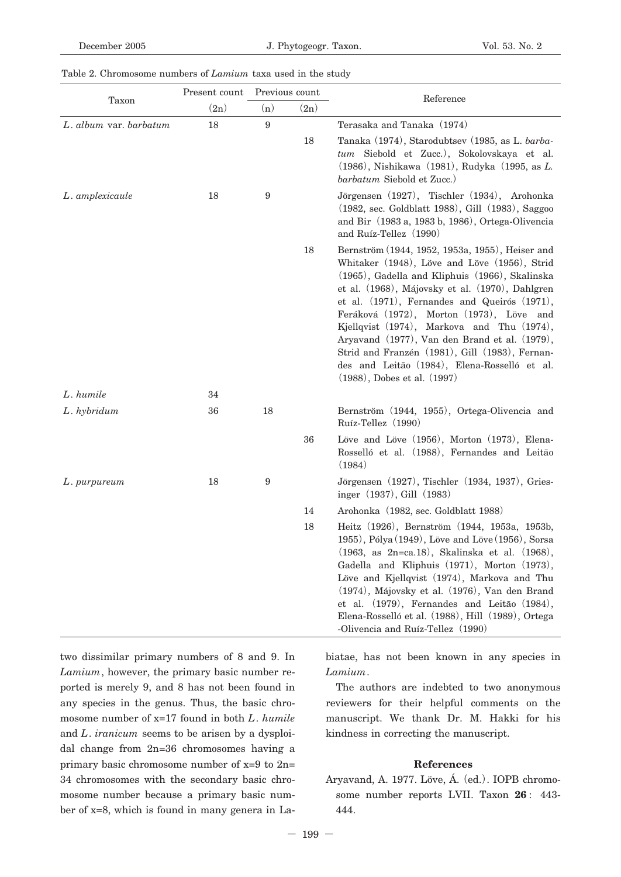Table 2. Chromosome numbers of *Lamium* taxa used in the study

| Taxon | Present count | Previous count | | Reference |
|---|---|---|---|---|
| | (2n) | (n) | (2n) | |
| *L. album* var. *barbatum* | 18 | 9 | | Terasaka and Tanaka (1974) |
| | | | 18 | Tanaka (1974), Starodubtsev (1985, as L. *barbatum* Siebold et Zucc.), Sokolovskaya et al. (1986), Nishikawa (1981), Rudyka (1995, as *L. barbatum* Siebold et Zucc.) |
| *L. amplexicaule* | 18 | 9 | | Jörgensen (1927), Tischler (1934), Arohonka (1982, sec. Goldblatt 1988), Gill (1983), Saggoo and Bir (1983 a, 1983 b, 1986), Ortega-Olivencia and Ruíz-Tellez (1990) |
| | | | 18 | Bernström (1944, 1952, 1953a, 1955), Heiser and Whitaker (1948), Löve and Löve (1956), Strid (1965), Gadella and Kliphuis (1966), Skalinska et al. (1968), Májovsky et al. (1970), Dahlgren et al. (1971), Fernandes and Queirós (1971), Feráková (1972), Morton (1973), Löve and Kjellqvist (1974), Markova and Thu (1974), Aryavand (1977), Van den Brand et al. (1979), Strid and Franzén (1981), Gill (1983), Fernandes and Leitão (1984), Elena-Roselló et al. (1988), Dobes et al. (1997) |
| *L. humile* | 34 | | | |
| *L. hybridum* | 36 | 18 | | Bernström (1944, 1955), Ortega-Olivencia and Ruíz-Tellez (1990) |
| | | | 36 | Löve and Löve (1956), Morton (1973), Elena-Rosselló et al. (1988), Fernandes and Leitão (1984) |
| *L. purpureum* | 18 | 9 | | Jörgensen (1927), Tischler (1934, 1937), Griesinger (1937), Gill (1983) |
| | | | 14 | Arohonka (1982, sec. Goldblatt 1988) |
| | | | 18 | Heitz (1926), Bernström (1944, 1953a, 1953b, 1955), Pólya (1949), Löve and Löve (1956), Sorsa (1963, as 2n=ca.18), Skalinska et al. (1968), Gadella and Kliphuis (1971), Morton (1973), Löve and Kjellqvist (1974), Markova and Thu (1974), Májovsky et al. (1976), Van den Brand et al. (1979), Fernandes and Leitão (1984), Elena-Rosselló et al. (1988), Hill (1989), Ortega-Olivencia and Ruíz-Tellez (1990) |

two dissimilar primary numbers of 8 and 9. In *Lamium*, however, the primary basic number reported is merely 9, and 8 has not been found in any species in the genus. Thus, the basic chromosome number of x=17 found in both *L. humile* and *L. iranicum* seems to be arisen by a dysploidal change from 2n=36 chromosomes having a primary basic chromosome number of x=9 to 2n=34 chromosomes with the secondary basic chromosome number because a primary basic number of x=8, which is found in many genera in Labiatae, has not been known in any species in *Lamium*.

The authors are indebted to two anonymous reviewers for their helpful comments on the manuscript. We thank Dr. M. Hakki for his kindness in correcting the manuscript.

## References

Aryavand, A. 1977. Löve, Á. (ed.). IOPB chromosome number reports LVII. Taxon **26**: 443-444.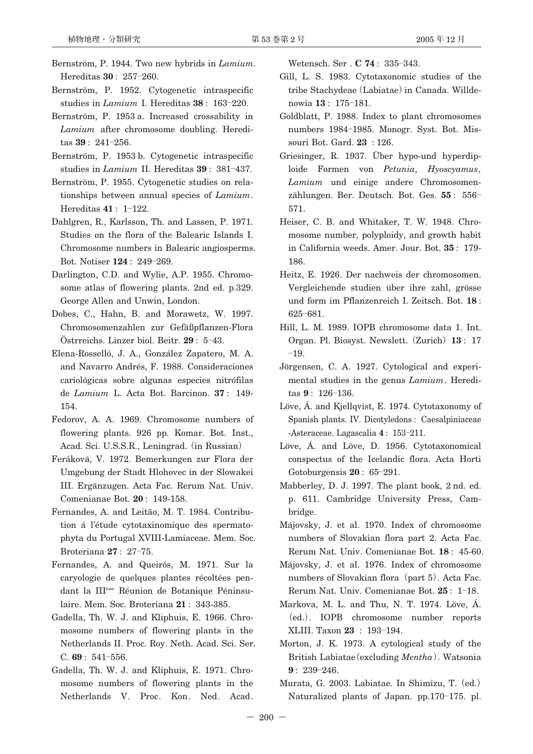Bernström, P. 1944. Two new hybrids in *Lamium*. Hereditas **30** : 257–260.

Bernström, P. 1952. Cytogenetic intraspecific studies in *Lamium* I. Hereditas **38** : 163–220.

Bernström, P. 1953 a. Increased crossability in *Lamium* after chromosome doubling. Hereditas **39** : 241–256.

Bernström, P. 1953 b. Cytogenetic intraspecific studies in *Lamium* II. Hereditas **39** : 381–437.

Bernström, P. 1955. Cytogenetic studies on relationships between annual species of *Lamium*. Hereditas **41** : 1–122.

Dahlgren, R., Karlsson, Th. and Lassen, P. 1971. Studies on the flora of the Balearic Islands I. Chromosome numbers in Balearic angiosperms. Bot. Notiser **124** : 249–269.

Darlington, C.D. and Wylie, A.P. 1955. Chromosome atlas of flowering plants. 2nd ed. p.329. George Allen and Unwin, London.

Dobes, C., Hahn, B. and Morawetz, W. 1997. Chromosomenzahlen zur Gefäßpflanzen-Flora Östrreichs. Linzer biol. Beitr. **29** : 5–43.

Elena-Rosselló, J. A., González Zapatero, M. A. and Navarro Andrés, F. 1988. Consideraciones cariológicas sobre algunas especies nitrófilas de *Lamium* L. Acta Bot. Barcinon. **37** : 149-154.

Fedorov, A. A. 1969. Chromosome numbers of flowering plants. 926 pp. Komar. Bot. Inst., Acad. Sci. U.S.S.R., Leningrad. (in Russian)

Feráková, V. 1972. Bemerkungen zur Flora der Umgebung der Stadt Hlohovec in der Slowakei III. Ergänzugen. Acta Fac. Rerum Nat. Univ. Comenianae Bot. **20** : 149-158.

Fernandes, A. and Leitão, M. T. 1984. Contribution á l'étude cytotaxinomique des spermatophyta du Portugal XVIII-Lamiaceae. Mem. Soc. Broteriana **27** : 27–75.

Fernandes, A. and Queirós, M. 1971. Sur la caryologie de quelques plantes récoltées pendant la III[ème] Réunion de Botanique Péninsulaire. Mem. Soc. Broteriana **21** : 343-385.

Gadella, Th. W. J. and Kliphuis, E. 1966. Chromosome numbers of flowering plants in the Netherlands II. Proc. Roy. Neth. Acad. Sci. Ser. C. **69** : 541–556.

Gadella, Th. W. J. and Kliphuis, E. 1971. Chromosome numbers of flowering plants in the Netherlands V. Proc. Kon. Ned. Acad. Wetensch. Ser . **C 74** : 335–343.

Gill, L. S. 1983. Cytotaxonomic studies of the tribe Stachydeae (Labiatae) in Canada. Willdenowia **13** : 175–181.

Goldblatt, P. 1988. Index to plant chromosomes numbers 1984–1985. Monogr. Syst. Bot. Missouri Bot. Gard. **23** : 126.

Griesinger, R. 1937. Über hypo-und hyperdiploide Formen von *Petunia, Hyoscyamus, Lamium* und einige andere Chromosomenzählungen. Ber. Deutsch. Bot. Ges. **55** : 556–571.

Heiser, C. B. and Whitaker, T. W. 1948. Chromosome number, polyploidy, and growth habit in California weeds. Amer. Jour. Bot. **35** : 179-186.

Heitz, E. 1926. Der nachweis der chromosomen. Vergleichende studien über ihre zahl, grösse und form im Pflanzenreich I. Zeitsch. Bot. **18** : 625–681.

Hill, L. M. 1989. IOPB chromosome data 1. Int. Organ. Pl. Biosyst. Newslett. (Zurich) **13** : 17–19.

Jörgensen, C. A. 1927. Cytological and experimental studies in the genus *Lamium*. Hereditas **9** : 126–136.

Löve, Á. and Kjellqvist, E. 1974. Cytotaxonomy of Spanish plants. IV. Dicotyledons : Caesalpiniaceae -Asteraceae. Lagascalia **4** : 153–211.

Löve, Á. and Löve, D. 1956. Cytotaxonomical conspectus of the Icelandic flora. Acta Horti Gotoburgensis **20** : 65–291.

Mabberley, D. J. 1997. The plant book, 2 nd. ed. p. 611. Cambridge University Press, Cambridge.

Májovsky, J. et al. 1970. Index of chromosome numbers of Slovakian flora part 2. Acta Fac. Rerum Nat. Univ. Comenianae Bot. **18** : 45-60.

Májovsky, J. et al. 1976. Index of chromosome numbers of Slovakian flora (part 5). Acta Fac. Rerum Nat. Univ. Comenianae Bot. **25** : 1–18.

Markova, M. L. and Thu, N. T. 1974. Löve, Á. (ed.). IOPB chromosome number reports XLIII. Taxon **23** : 193–194.

Morton, J. K. 1973. A cytological study of the British Labiatae (excluding *Mentha*). Watsonia **9** : 239–246.

Murata, G. 2003. Labiatae. In Shimizu, T. (ed.) Naturalized plants of Japan. pp.170–175. pl.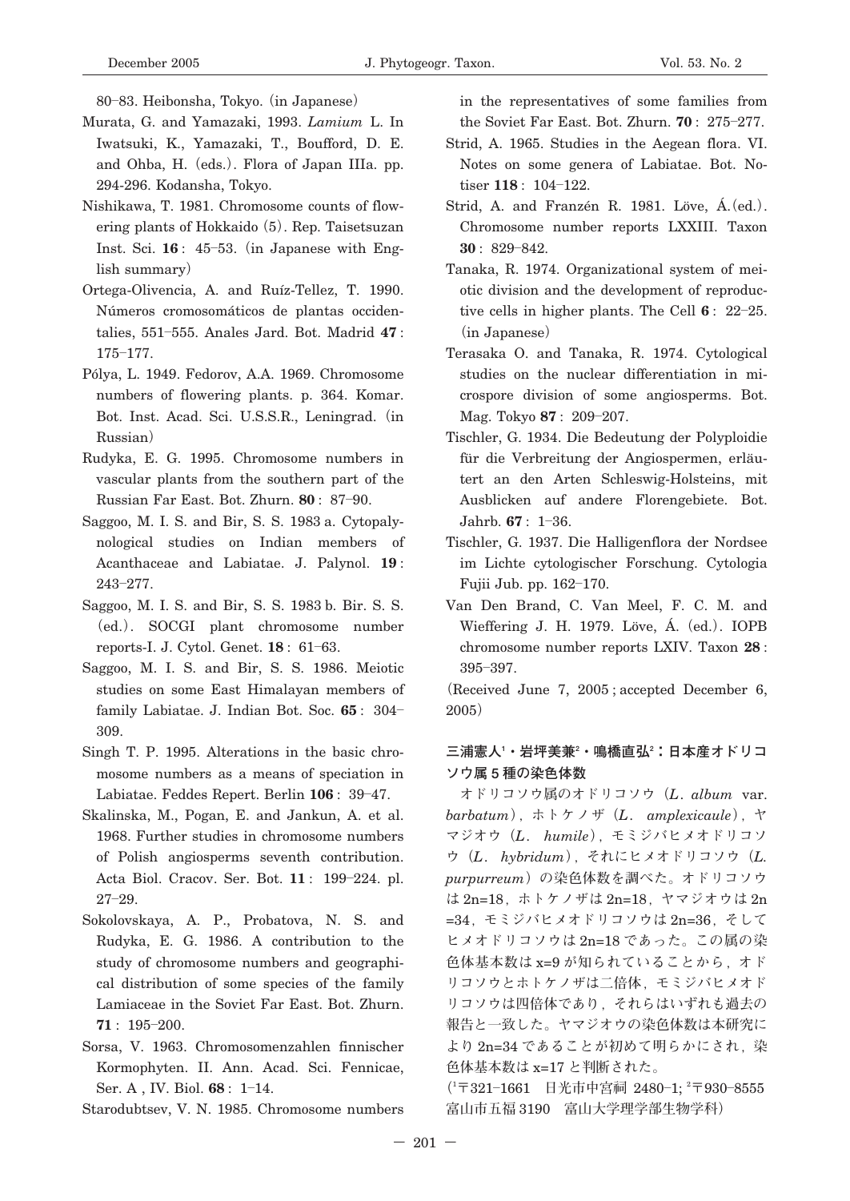80–83. Heibonsha, Tokyo. (in Japanese)

Murata, G. and Yamazaki, 1993. *Lamium* L. In Iwatsuki, K., Yamazaki, T., Boufford, D. E. and Ohba, H. (eds.). Flora of Japan IIIa. pp. 294-296. Kodansha, Tokyo.

Nishikawa, T. 1981. Chromosome counts of flowering plants of Hokkaido (5). Rep. Taisetsuzan Inst. Sci. **16**: 45–53. (in Japanese with English summary)

Ortega-Olivencia, A. and Ruíz-Tellez, T. 1990. Números cromosomáticos de plantas occidentalies, 551–555. Anales Jard. Bot. Madrid **47**: 175–177.

Pólya, L. 1949. Fedorov, A.A. 1969. Chromosome numbers of flowering plants. p. 364. Komar. Bot. Inst. Acad. Sci. U.S.S.R., Leningrad. (in Russian)

Rudyka, E. G. 1995. Chromosome numbers in vascular plants from the southern part of the Russian Far East. Bot. Zhurn. **80**: 87–90.

Saggoo, M. I. S. and Bir, S. S. 1983 a. Cytopalynological studies on Indian members of Acanthaceae and Labiatae. J. Palynol. **19**: 243–277.

Saggoo, M. I. S. and Bir, S. S. 1983 b. Bir. S. S. (ed.). SOCGI plant chromosome number reports-I. J. Cytol. Genet. **18**: 61–63.

Saggoo, M. I. S. and Bir, S. S. 1986. Meiotic studies on some East Himalayan members of family Labiatae. J. Indian Bot. Soc. **65**: 304–309.

Singh T. P. 1995. Alterations in the basic chromosome numbers as a means of speciation in Labiatae. Feddes Repert. Berlin **106**: 39–47.

Skalinska, M., Pogan, E. and Jankun, A. et al. 1968. Further studies in chromosome numbers of Polish angiosperms seventh contribution. Acta Biol. Cracov. Ser. Bot. **11**: 199–224. pl. 27–29.

Sokolovskaya, A. P., Probatova, N. S. and Rudyka, E. G. 1986. A contribution to the study of chromosome numbers and geographical distribution of some species of the family Lamiaceae in the Soviet Far East. Bot. Zhurn. **71**: 195–200.

Sorsa, V. 1963. Chromosomenzahlen finnischer Kormophyten. II. Ann. Acad. Sci. Fennicae, Ser. A , IV. Biol. **68**: 1–14.

Starodubtsev, V. N. 1985. Chromosome numbers in the representatives of some families from the Soviet Far East. Bot. Zhurn. **70**: 275–277.

Strid, A. 1965. Studies in the Aegean flora. VI. Notes on some genera of Labiatae. Bot. Notiser **118**: 104–122.

Strid, A. and Franzén R. 1981. Löve, Á.(ed.). Chromosome number reports LXXIII. Taxon **30**: 829–842.

Tanaka, R. 1974. Organizational system of meiotic division and the development of reproductive cells in higher plants. The Cell **6**: 22–25. (in Japanese)

Terasaka O. and Tanaka, R. 1974. Cytological studies on the nuclear differentiation in microspore division of some angiosperms. Bot. Mag. Tokyo **87**: 209–207.

Tischler, G. 1934. Die Bedeutung der Polyploidie für die Verbreitung der Angiospermen, erläutert an den Arten Schleswig-Holsteins, mit Ausblicken auf andere Florengebiete. Bot. Jahrb. **67**: 1–36.

Tischler, G. 1937. Die Halligenflora der Nordsee im Lichte cytologischer Forschung. Cytologia Fujii Jub. pp. 162–170.

Van Den Brand, C. Van Meel, F. C. M. and Wieffering J. H. 1979. Löve, Á. (ed.). IOPB chromosome number reports LXIV. Taxon **28**: 395–397.

(Received June 7, 2005 ; accepted December 6, 2005)

**三浦憲人[1]・岩坪美兼[2]・鳴橋直弘[2]：日本産オドリコソウ属5種の染色体数**

オドリコソウ属のオドリコソウ（*L. album* var. *barbatum*），ホトケノザ（*L. amplexicaule*），ヤマジオウ（*L. humile*），モミジバヒメオドリコソウ（*L. hybridum*），それにヒメオドリコソウ（*L. purpureum*）の染色体数を調べた。オドリコソウは2n=18，ホトケノザは2n=18，ヤマジオウは2n=34，モミジバヒメオドリコソウは2n=36，そしてヒメオドリコソウは2n=18であった。この属の染色体基本数はx=9が知られていることから，オドリコソウとホトケノザは二倍体，モミジバヒメオドリコソウは四倍体であり，それらはいずれも過去の報告と一致した。ヤマジオウの染色体数は本研究により2n=34であることが初めて明らかにされ，染色体基本数はx=17と判断された。

([1]〒321–1661　日光市中宮祠 2480–1; [2]〒930–8555　富山市五福3190　富山大学理学部生物学科)